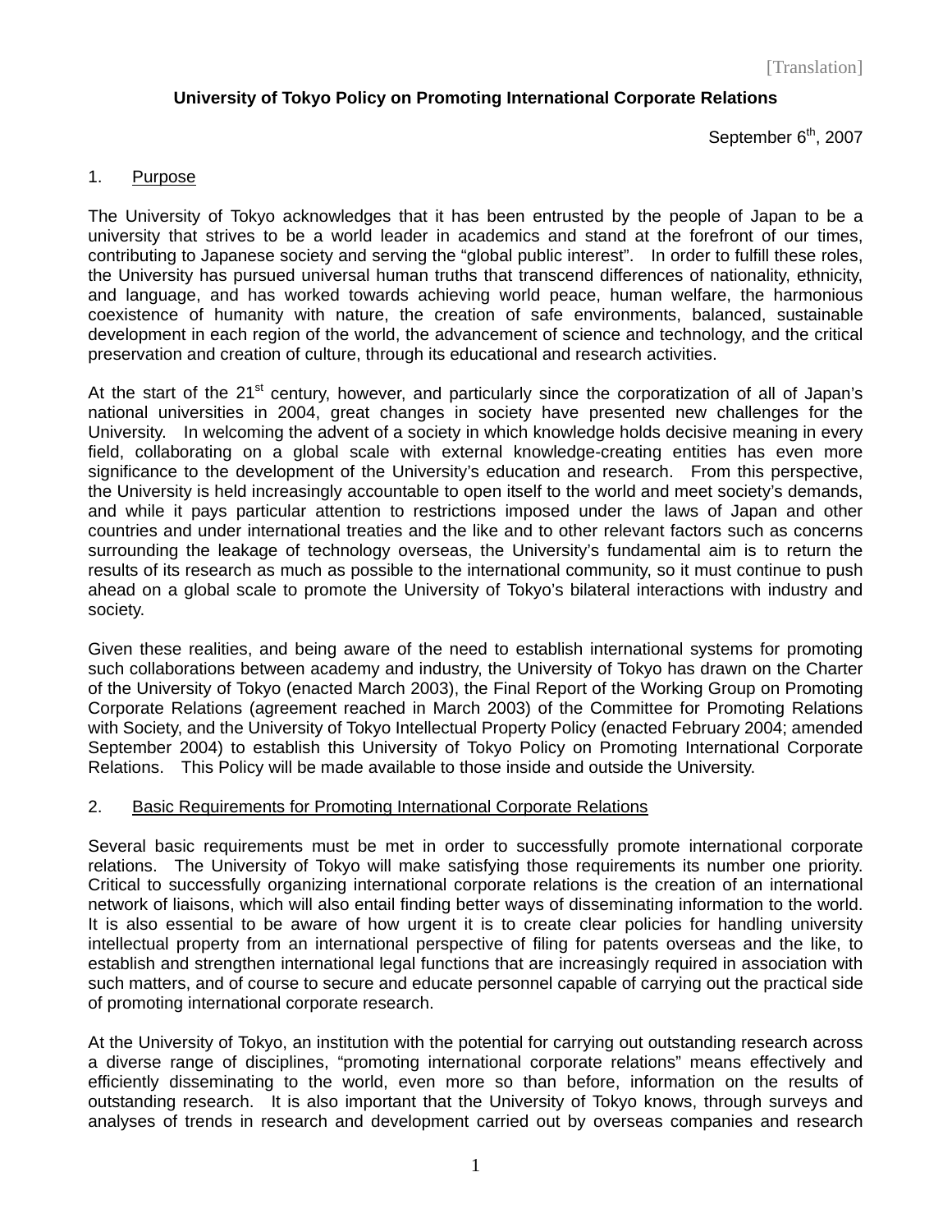[Translation]

# University of Tokyo Policy on Promoting International Corporate Relations

September 6th, 2007

## 1. Purpose

The University of Tokyo acknowledges that it has been entrusted by the people of Japan to be a university that strives to be a world leader in academics and stand at the forefront of our times, contributing to Japanese society and serving the "global public interest". In order to fulfill these roles, the University has pursued universal human truths that transcend differences of nationality, ethnicity, and language, and has worked towards achieving world peace, human welfare, the harmonious coexistence of humanity with nature, the creation of safe environments, balanced, sustainable development in each region of the world, the advancement of science and technology, and the critical preservation and creation of culture, through its educational and research activities.

At the start of the 21st century, however, and particularly since the corporatization of all of Japan's national universities in 2004, great changes in society have presented new challenges for the University. In welcoming the advent of a society in which knowledge holds decisive meaning in every field, collaborating on a global scale with external knowledge-creating entities has even more significance to the development of the University's education and research. From this perspective, the University is held increasingly accountable to open itself to the world and meet society's demands, and while it pays particular attention to restrictions imposed under the laws of Japan and other countries and under international treaties and the like and to other relevant factors such as concerns surrounding the leakage of technology overseas, the University's fundamental aim is to return the results of its research as much as possible to the international community, so it must continue to push ahead on a global scale to promote the University of Tokyo's bilateral interactions with industry and society.

Given these realities, and being aware of the need to establish international systems for promoting such collaborations between academy and industry, the University of Tokyo has drawn on the Charter of the University of Tokyo (enacted March 2003), the Final Report of the Working Group on Promoting Corporate Relations (agreement reached in March 2003) of the Committee for Promoting Relations with Society, and the University of Tokyo Intellectual Property Policy (enacted February 2004; amended September 2004) to establish this University of Tokyo Policy on Promoting International Corporate Relations. This Policy will be made available to those inside and outside the University.

## 2. Basic Requirements for Promoting International Corporate Relations

Several basic requirements must be met in order to successfully promote international corporate relations. The University of Tokyo will make satisfying those requirements its number one priority. Critical to successfully organizing international corporate relations is the creation of an international network of liaisons, which will also entail finding better ways of disseminating information to the world. It is also essential to be aware of how urgent it is to create clear policies for handling university intellectual property from an international perspective of filing for patents overseas and the like, to establish and strengthen international legal functions that are increasingly required in association with such matters, and of course to secure and educate personnel capable of carrying out the practical side of promoting international corporate research.

At the University of Tokyo, an institution with the potential for carrying out outstanding research across a diverse range of disciplines, "promoting international corporate relations" means effectively and efficiently disseminating to the world, even more so than before, information on the results of outstanding research. It is also important that the University of Tokyo knows, through surveys and analyses of trends in research and development carried out by overseas companies and research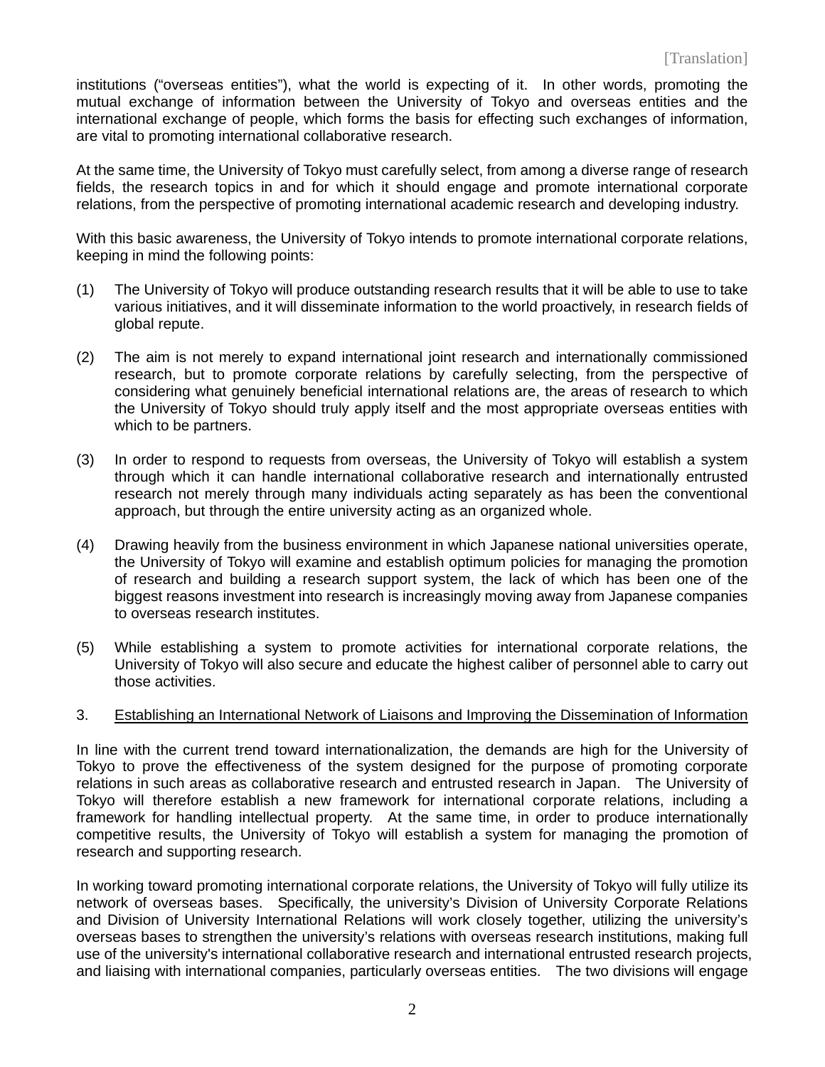institutions (“overseas entities”), what the world is expecting of it. In other words, promoting the mutual exchange of information between the University of Tokyo and overseas entities and the international exchange of people, which forms the basis for effecting such exchanges of information, are vital to promoting international collaborative research.

At the same time, the University of Tokyo must carefully select, from among a diverse range of research fields, the research topics in and for which it should engage and promote international corporate relations, from the perspective of promoting international academic research and developing industry.

With this basic awareness, the University of Tokyo intends to promote international corporate relations, keeping in mind the following points:

(1) The University of Tokyo will produce outstanding research results that it will be able to use to take various initiatives, and it will disseminate information to the world proactively, in research fields of global repute.

(2) The aim is not merely to expand international joint research and internationally commissioned research, but to promote corporate relations by carefully selecting, from the perspective of considering what genuinely beneficial international relations are, the areas of research to which the University of Tokyo should truly apply itself and the most appropriate overseas entities with which to be partners.

(3) In order to respond to requests from overseas, the University of Tokyo will establish a system through which it can handle international collaborative research and internationally entrusted research not merely through many individuals acting separately as has been the conventional approach, but through the entire university acting as an organized whole.

(4) Drawing heavily from the business environment in which Japanese national universities operate, the University of Tokyo will examine and establish optimum policies for managing the promotion of research and building a research support system, the lack of which has been one of the biggest reasons investment into research is increasingly moving away from Japanese companies to overseas research institutes.

(5) While establishing a system to promote activities for international corporate relations, the University of Tokyo will also secure and educate the highest caliber of personnel able to carry out those activities.

3. Establishing an International Network of Liaisons and Improving the Dissemination of Information

In line with the current trend toward internationalization, the demands are high for the University of Tokyo to prove the effectiveness of the system designed for the purpose of promoting corporate relations in such areas as collaborative research and entrusted research in Japan. The University of Tokyo will therefore establish a new framework for international corporate relations, including a framework for handling intellectual property. At the same time, in order to produce internationally competitive results, the University of Tokyo will establish a system for managing the promotion of research and supporting research.

In working toward promoting international corporate relations, the University of Tokyo will fully utilize its network of overseas bases. Specifically, the university’s Division of University Corporate Relations and Division of University International Relations will work closely together, utilizing the university’s overseas bases to strengthen the university’s relations with overseas research institutions, making full use of the university's international collaborative research and international entrusted research projects, and liaising with international companies, particularly overseas entities. The two divisions will engage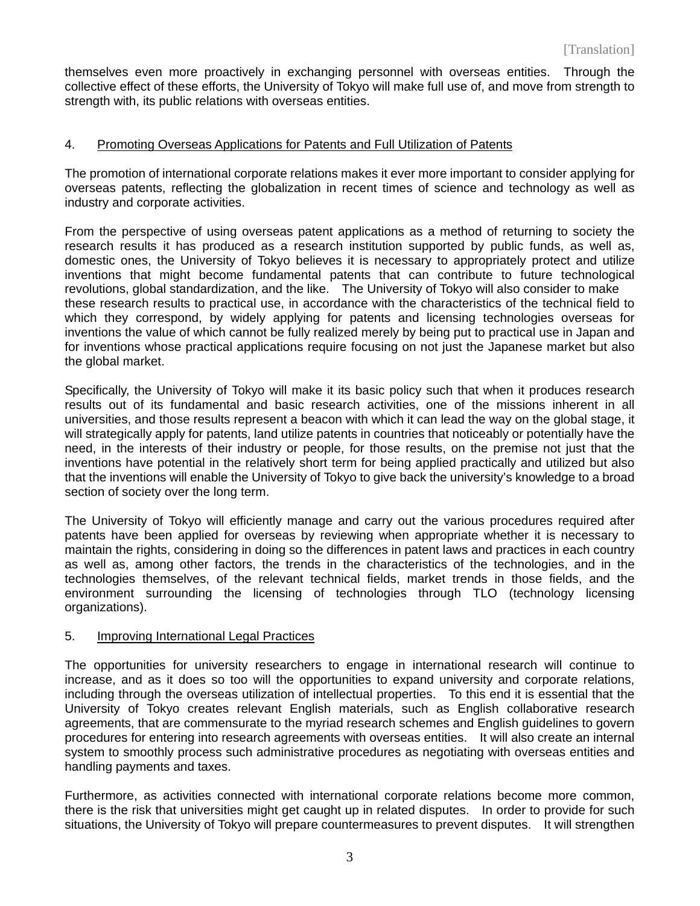themselves even more proactively in exchanging personnel with overseas entities. Through the collective effect of these efforts, the University of Tokyo will make full use of, and move from strength to strength with, its public relations with overseas entities.

4. Promoting Overseas Applications for Patents and Full Utilization of Patents

The promotion of international corporate relations makes it ever more important to consider applying for overseas patents, reflecting the globalization in recent times of science and technology as well as industry and corporate activities.

From the perspective of using overseas patent applications as a method of returning to society the research results it has produced as a research institution supported by public funds, as well as, domestic ones, the University of Tokyo believes it is necessary to appropriately protect and utilize inventions that might become fundamental patents that can contribute to future technological revolutions, global standardization, and the like. The University of Tokyo will also consider to make these research results to practical use, in accordance with the characteristics of the technical field to which they correspond, by widely applying for patents and licensing technologies overseas for inventions the value of which cannot be fully realized merely by being put to practical use in Japan and for inventions whose practical applications require focusing on not just the Japanese market but also the global market.

Specifically, the University of Tokyo will make it its basic policy such that when it produces research results out of its fundamental and basic research activities, one of the missions inherent in all universities, and those results represent a beacon with which it can lead the way on the global stage, it will strategically apply for patents, land utilize patents in countries that noticeably or potentially have the need, in the interests of their industry or people, for those results, on the premise not just that the inventions have potential in the relatively short term for being applied practically and utilized but also that the inventions will enable the University of Tokyo to give back the university's knowledge to a broad section of society over the long term.

The University of Tokyo will efficiently manage and carry out the various procedures required after patents have been applied for overseas by reviewing when appropriate whether it is necessary to maintain the rights, considering in doing so the differences in patent laws and practices in each country as well as, among other factors, the trends in the characteristics of the technologies, and in the technologies themselves, of the relevant technical fields, market trends in those fields, and the environment surrounding the licensing of technologies through TLO (technology licensing organizations).

5. Improving International Legal Practices

The opportunities for university researchers to engage in international research will continue to increase, and as it does so too will the opportunities to expand university and corporate relations, including through the overseas utilization of intellectual properties. To this end it is essential that the University of Tokyo creates relevant English materials, such as English collaborative research agreements, that are commensurate to the myriad research schemes and English guidelines to govern procedures for entering into research agreements with overseas entities. It will also create an internal system to smoothly process such administrative procedures as negotiating with overseas entities and handling payments and taxes.

Furthermore, as activities connected with international corporate relations become more common, there is the risk that universities might get caught up in related disputes. In order to provide for such situations, the University of Tokyo will prepare countermeasures to prevent disputes. It will strengthen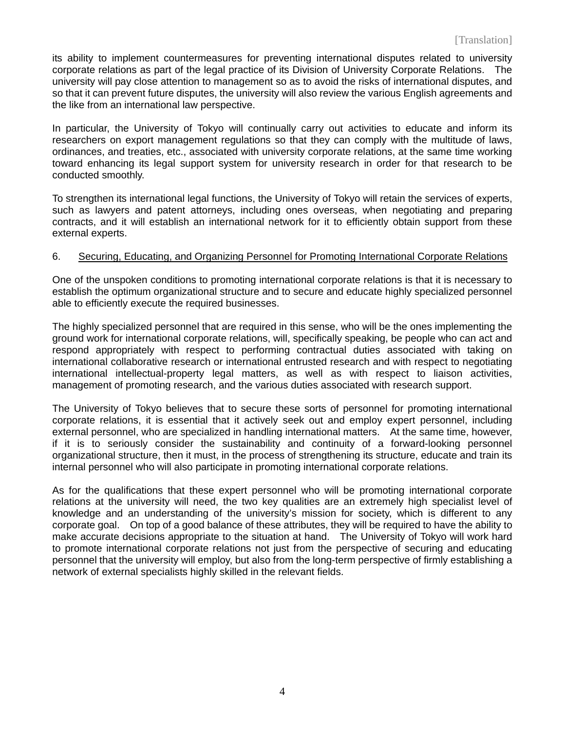its ability to implement countermeasures for preventing international disputes related to university corporate relations as part of the legal practice of its Division of University Corporate Relations. The university will pay close attention to management so as to avoid the risks of international disputes, and so that it can prevent future disputes, the university will also review the various English agreements and the like from an international law perspective.

In particular, the University of Tokyo will continually carry out activities to educate and inform its researchers on export management regulations so that they can comply with the multitude of laws, ordinances, and treaties, etc., associated with university corporate relations, at the same time working toward enhancing its legal support system for university research in order for that research to be conducted smoothly.

To strengthen its international legal functions, the University of Tokyo will retain the services of experts, such as lawyers and patent attorneys, including ones overseas, when negotiating and preparing contracts, and it will establish an international network for it to efficiently obtain support from these external experts.

## 6. Securing, Educating, and Organizing Personnel for Promoting International Corporate Relations

One of the unspoken conditions to promoting international corporate relations is that it is necessary to establish the optimum organizational structure and to secure and educate highly specialized personnel able to efficiently execute the required businesses.

The highly specialized personnel that are required in this sense, who will be the ones implementing the ground work for international corporate relations, will, specifically speaking, be people who can act and respond appropriately with respect to performing contractual duties associated with taking on international collaborative research or international entrusted research and with respect to negotiating international intellectual-property legal matters, as well as with respect to liaison activities, management of promoting research, and the various duties associated with research support.

The University of Tokyo believes that to secure these sorts of personnel for promoting international corporate relations, it is essential that it actively seek out and employ expert personnel, including external personnel, who are specialized in handling international matters. At the same time, however, if it is to seriously consider the sustainability and continuity of a forward-looking personnel organizational structure, then it must, in the process of strengthening its structure, educate and train its internal personnel who will also participate in promoting international corporate relations.

As for the qualifications that these expert personnel who will be promoting international corporate relations at the university will need, the two key qualities are an extremely high specialist level of knowledge and an understanding of the university's mission for society, which is different to any corporate goal. On top of a good balance of these attributes, they will be required to have the ability to make accurate decisions appropriate to the situation at hand. The University of Tokyo will work hard to promote international corporate relations not just from the perspective of securing and educating personnel that the university will employ, but also from the long-term perspective of firmly establishing a network of external specialists highly skilled in the relevant fields.